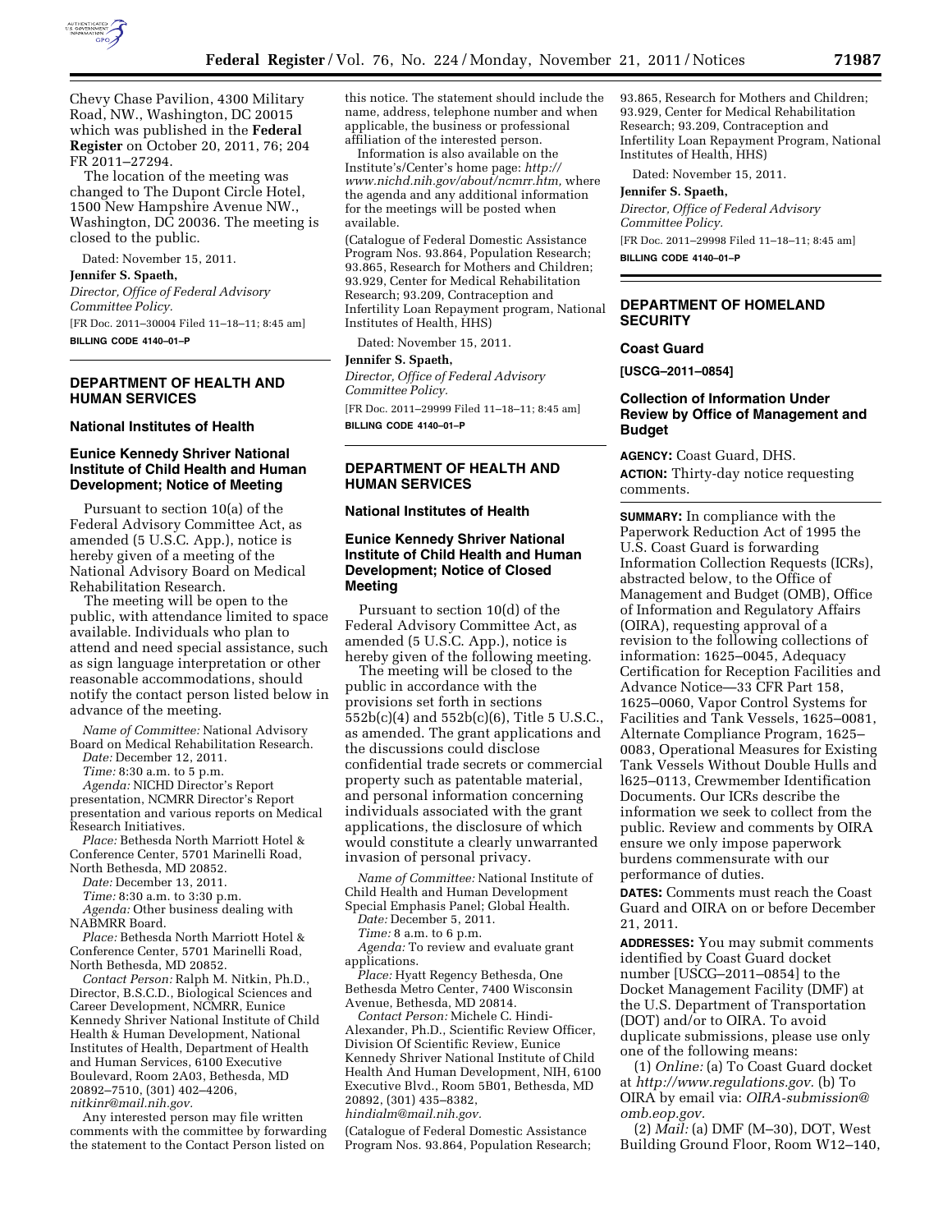Chevy Chase Pavilion, 4300 Military Road, NW., Washington, DC 20015 which was published in the **Federal Register** on October 20, 2011, 76; 204 FR 2011–27294.

The location of the meeting was changed to The Dupont Circle Hotel, 1500 New Hampshire Avenue NW., Washington, DC 20036. The meeting is closed to the public.

Dated: November 15, 2011.

**Jennifer S. Spaeth,**

*Director, Office of Federal Advisory Committee Policy.*

[FR Doc. 2011–30004 Filed 11–18–11; 8:45 am]

**BILLING CODE 4140–01–P**

## DEPARTMENT OF HEALTH AND HUMAN SERVICES

### National Institutes of Health

### Eunice Kennedy Shriver National Institute of Child Health and Human Development; Notice of Meeting

Pursuant to section 10(a) of the Federal Advisory Committee Act, as amended (5 U.S.C. App.), notice is hereby given of a meeting of the National Advisory Board on Medical Rehabilitation Research.

The meeting will be open to the public, with attendance limited to space available. Individuals who plan to attend and need special assistance, such as sign language interpretation or other reasonable accommodations, should notify the contact person listed below in advance of the meeting.

*Name of Committee:* National Advisory Board on Medical Rehabilitation Research.

*Date:* December 12, 2011.

*Time:* 8:30 a.m. to 5 p.m.

*Agenda:* NICHD Director's Report presentation, NCMRR Director's Report presentation and various reports on Medical Research Initiatives.

*Place:* Bethesda North Marriott Hotel & Conference Center, 5701 Marinelli Road, North Bethesda, MD 20852.

*Date:* December 13, 2011.

*Time:* 8:30 a.m. to 3:30 p.m.

*Agenda:* Other business dealing with NABMRR Board.

*Place:* Bethesda North Marriott Hotel & Conference Center, 5701 Marinelli Road, North Bethesda, MD 20852.

*Contact Person:* Ralph M. Nitkin, Ph.D., Director, B.S.C.D., Biological Sciences and Career Development, NCMRR, Eunice Kennedy Shriver National Institute of Child Health & Human Development, National Institutes of Health, Department of Health and Human Services, 6100 Executive Boulevard, Room 2A03, Bethesda, MD 20892–7510, (301) 402–4206, *nitkinr@mail.nih.gov.*

Any interested person may file written comments with the committee by forwarding the statement to the Contact Person listed on this notice. The statement should include the name, address, telephone number and when applicable, the business or professional affiliation of the interested person.

Information is also available on the Institute's/Center's home page: *http://www.nichd.nih.gov/about/ncmrr.htm,* where the agenda and any additional information for the meetings will be posted when available.

(Catalogue of Federal Domestic Assistance Program Nos. 93.864, Population Research; 93.865, Research for Mothers and Children; 93.929, Center for Medical Rehabilitation Research; 93.209, Contraception and Infertility Loan Repayment program, National Institutes of Health, HHS)

Dated: November 15, 2011.

**Jennifer S. Spaeth,**

*Director, Office of Federal Advisory Committee Policy.*

[FR Doc. 2011–29999 Filed 11–18–11; 8:45 am]

**BILLING CODE 4140–01–P**

## DEPARTMENT OF HEALTH AND HUMAN SERVICES

### National Institutes of Health

### Eunice Kennedy Shriver National Institute of Child Health and Human Development; Notice of Closed Meeting

Pursuant to section 10(d) of the Federal Advisory Committee Act, as amended (5 U.S.C. App.), notice is hereby given of the following meeting.

The meeting will be closed to the public in accordance with the provisions set forth in sections 552b(c)(4) and 552b(c)(6), Title 5 U.S.C., as amended. The grant applications and the discussions could disclose confidential trade secrets or commercial property such as patentable material, and personal information concerning individuals associated with the grant applications, the disclosure of which would constitute a clearly unwarranted invasion of personal privacy.

*Name of Committee:* National Institute of Child Health and Human Development Special Emphasis Panel; Global Health.

*Date:* December 5, 2011.

*Time:* 8 a.m. to 6 p.m.

*Agenda:* To review and evaluate grant applications.

*Place:* Hyatt Regency Bethesda, One Bethesda Metro Center, 7400 Wisconsin Avenue, Bethesda, MD 20814.

*Contact Person:* Michele C. Hindi-Alexander, Ph.D., Scientific Review Officer, Division Of Scientific Review, Eunice Kennedy Shriver National Institute of Child Health And Human Development, NIH, 6100 Executive Blvd., Room 5B01, Bethesda, MD 20892, (301) 435–8382, *hindialm@mail.nih.gov.*

(Catalogue of Federal Domestic Assistance Program Nos. 93.864, Population Research; 93.865, Research for Mothers and Children; 93.929, Center for Medical Rehabilitation Research; 93.209, Contraception and Infertility Loan Repayment Program, National Institutes of Health, HHS)

Dated: November 15, 2011.

**Jennifer S. Spaeth,**

*Director, Office of Federal Advisory Committee Policy.*

[FR Doc. 2011–29998 Filed 11–18–11; 8:45 am]

**BILLING CODE 4140–01–P**

## DEPARTMENT OF HOMELAND SECURITY

### Coast Guard

**[USCG–2011–0854]**

### Collection of Information Under Review by Office of Management and Budget

**AGENCY:** Coast Guard, DHS.

**ACTION:** Thirty-day notice requesting comments.

**SUMMARY:** In compliance with the Paperwork Reduction Act of 1995 the U.S. Coast Guard is forwarding Information Collection Requests (ICRs), abstracted below, to the Office of Management and Budget (OMB), Office of Information and Regulatory Affairs (OIRA), requesting approval of a revision to the following collections of information: 1625–0045, Adequacy Certification for Reception Facilities and Advance Notice—33 CFR Part 158, 1625–0060, Vapor Control Systems for Facilities and Tank Vessels, 1625–0081, Alternate Compliance Program, 1625–0083, Operational Measures for Existing Tank Vessels Without Double Hulls and l625–0113, Crewmember Identification Documents. Our ICRs describe the information we seek to collect from the public. Review and comments by OIRA ensure we only impose paperwork burdens commensurate with our performance of duties.

**DATES:** Comments must reach the Coast Guard and OIRA on or before December 21, 2011.

**ADDRESSES:** You may submit comments identified by Coast Guard docket number [USCG–2011–0854] to the Docket Management Facility (DMF) at the U.S. Department of Transportation (DOT) and/or to OIRA. To avoid duplicate submissions, please use only one of the following means:

(1) *Online:* (a) To Coast Guard docket at *http://www.regulations.gov.* (b) To OIRA by email via: *OIRA-submission@omb.eop.gov.*

(2) *Mail:* (a) DMF (M–30), DOT, West Building Ground Floor, Room W12–140,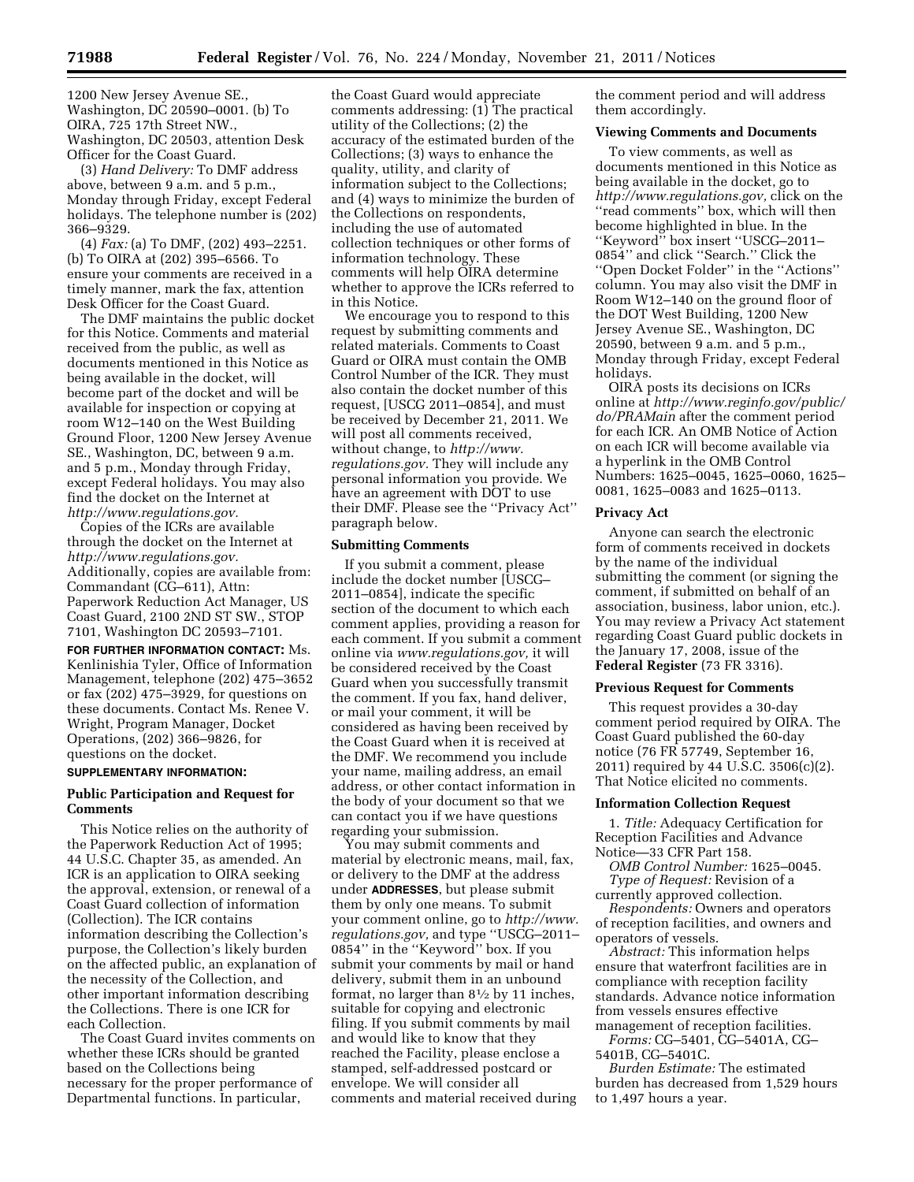1200 New Jersey Avenue SE., Washington, DC 20590–0001. (b) To OIRA, 725 17th Street NW., Washington, DC 20503, attention Desk Officer for the Coast Guard.

(3) *Hand Delivery:* To DMF address above, between 9 a.m. and 5 p.m., Monday through Friday, except Federal holidays. The telephone number is (202) 366–9329.

(4) *Fax:* (a) To DMF, (202) 493–2251. (b) To OIRA at (202) 395–6566. To ensure your comments are received in a timely manner, mark the fax, attention Desk Officer for the Coast Guard.

The DMF maintains the public docket for this Notice. Comments and material received from the public, as well as documents mentioned in this Notice as being available in the docket, will become part of the docket and will be available for inspection or copying at room W12–140 on the West Building Ground Floor, 1200 New Jersey Avenue SE., Washington, DC, between 9 a.m. and 5 p.m., Monday through Friday, except Federal holidays. You may also find the docket on the Internet at *http://www.regulations.gov.*

Copies of the ICRs are available through the docket on the Internet at *http://www.regulations.gov.* Additionally, copies are available from: Commandant (CG–611), Attn: Paperwork Reduction Act Manager, US Coast Guard, 2100 2ND ST SW., STOP 7101, Washington DC 20593–7101.

**FOR FURTHER INFORMATION CONTACT:** Ms. Kenlinishia Tyler, Office of Information Management, telephone (202) 475–3652 or fax (202) 475–3929, for questions on these documents. Contact Ms. Renee V. Wright, Program Manager, Docket Operations, (202) 366–9826, for questions on the docket.

**SUPPLEMENTARY INFORMATION:**

### Public Participation and Request for Comments

This Notice relies on the authority of the Paperwork Reduction Act of 1995; 44 U.S.C. Chapter 35, as amended. An ICR is an application to OIRA seeking the approval, extension, or renewal of a Coast Guard collection of information (Collection). The ICR contains information describing the Collection's purpose, the Collection's likely burden on the affected public, an explanation of the necessity of the Collection, and other important information describing the Collections. There is one ICR for each Collection.

The Coast Guard invites comments on whether these ICRs should be granted based on the Collections being necessary for the proper performance of Departmental functions. In particular, the Coast Guard would appreciate comments addressing: (1) The practical utility of the Collections; (2) the accuracy of the estimated burden of the Collections; (3) ways to enhance the quality, utility, and clarity of information subject to the Collections; and (4) ways to minimize the burden of the Collections on respondents, including the use of automated collection techniques or other forms of information technology. These comments will help OIRA determine whether to approve the ICRs referred to in this Notice.

We encourage you to respond to this request by submitting comments and related materials. Comments to Coast Guard or OIRA must contain the OMB Control Number of the ICR. They must also contain the docket number of this request, [USCG 2011–0854], and must be received by December 21, 2011. We will post all comments received, without change, to *http://www.regulations.gov.* They will include any personal information you provide. We have an agreement with DOT to use their DMF. Please see the ''Privacy Act'' paragraph below.

### Submitting Comments

If you submit a comment, please include the docket number [USCG–2011–0854], indicate the specific section of the document to which each comment applies, providing a reason for each comment. If you submit a comment online via *www.regulations.gov,* it will be considered received by the Coast Guard when you successfully transmit the comment. If you fax, hand deliver, or mail your comment, it will be considered as having been received by the Coast Guard when it is received at the DMF. We recommend you include your name, mailing address, an email address, or other contact information in the body of your document so that we can contact you if we have questions regarding your submission.

You may submit comments and material by electronic means, mail, fax, or delivery to the DMF at the address under **ADDRESSES**, but please submit them by only one means. To submit your comment online, go to *http://www.regulations.gov,* and type ''USCG–2011–0854'' in the ''Keyword'' box. If you submit your comments by mail or hand delivery, submit them in an unbound format, no larger than 8½ by 11 inches, suitable for copying and electronic filing. If you submit comments by mail and would like to know that they reached the Facility, please enclose a stamped, self-addressed postcard or envelope. We will consider all comments and material received during the comment period and will address them accordingly.

### Viewing Comments and Documents

To view comments, as well as documents mentioned in this Notice as being available in the docket, go to *http://www.regulations.gov,* click on the ''read comments'' box, which will then become highlighted in blue. In the ''Keyword'' box insert ''USCG–2011–0854'' and click ''Search.'' Click the ''Open Docket Folder'' in the ''Actions'' column. You may also visit the DMF in Room W12–140 on the ground floor of the DOT West Building, 1200 New Jersey Avenue SE., Washington, DC 20590, between 9 a.m. and 5 p.m., Monday through Friday, except Federal holidays.

OIRA posts its decisions on ICRs online at *http://www.reginfo.gov/public/do/PRAMain* after the comment period for each ICR. An OMB Notice of Action on each ICR will become available via a hyperlink in the OMB Control Numbers: 1625–0045, 1625–0060, 1625–0081, 1625–0083 and 1625–0113.

### Privacy Act

Anyone can search the electronic form of comments received in dockets by the name of the individual submitting the comment (or signing the comment, if submitted on behalf of an association, business, labor union, etc.). You may review a Privacy Act statement regarding Coast Guard public dockets in the January 17, 2008, issue of the **Federal Register** (73 FR 3316).

### Previous Request for Comments

This request provides a 30-day comment period required by OIRA. The Coast Guard published the 60-day notice (76 FR 57749, September 16, 2011) required by 44 U.S.C. 3506(c)(2). That Notice elicited no comments.

### Information Collection Request

1. *Title:* Adequacy Certification for Reception Facilities and Advance Notice—33 CFR Part 158.

*OMB Control Number:* 1625–0045.

*Type of Request:* Revision of a currently approved collection.

*Respondents:* Owners and operators of reception facilities, and owners and operators of vessels.

*Abstract:* This information helps ensure that waterfront facilities are in compliance with reception facility standards. Advance notice information from vessels ensures effective management of reception facilities.

*Forms:* CG–5401, CG–5401A, CG–5401B, CG–5401C.

*Burden Estimate:* The estimated burden has decreased from 1,529 hours to 1,497 hours a year.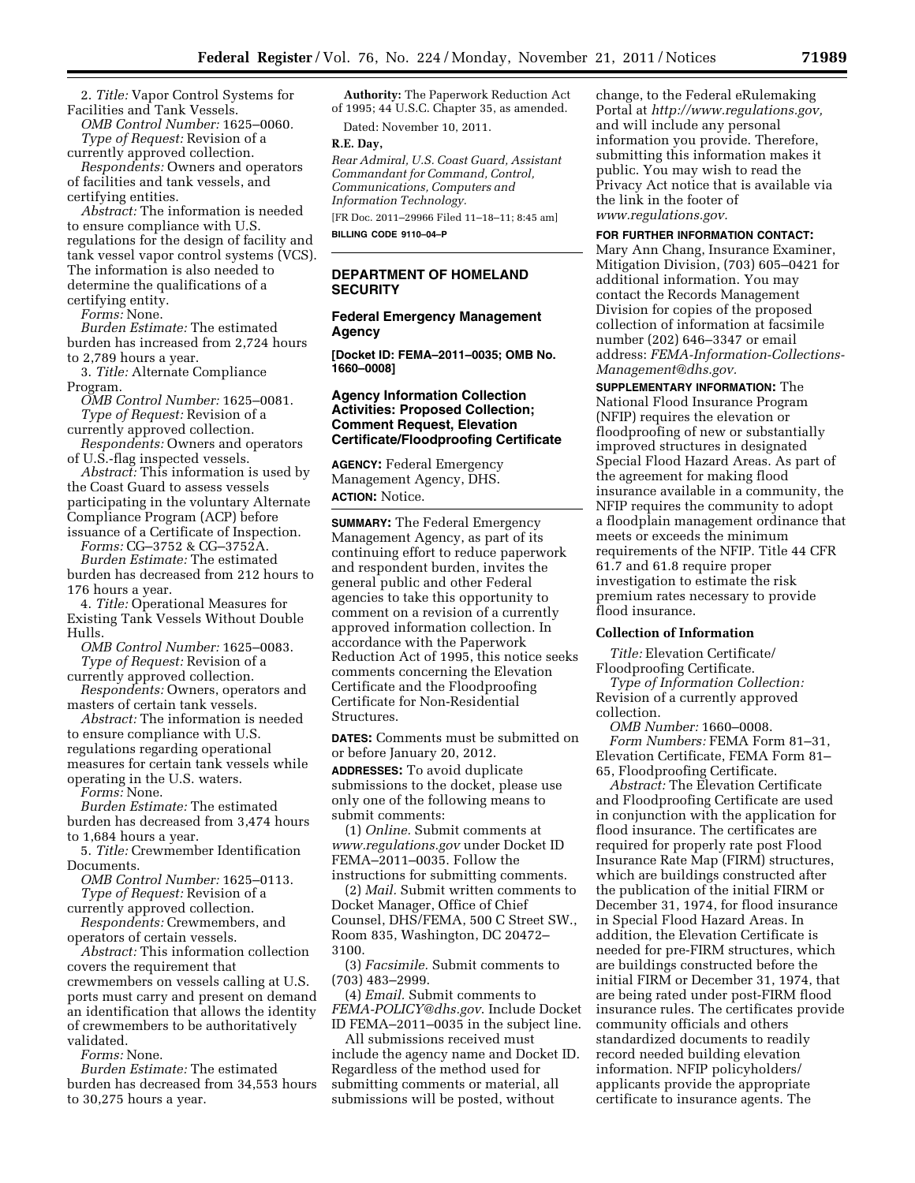2. *Title:* Vapor Control Systems for Facilities and Tank Vessels.

*OMB Control Number:* 1625–0060.

*Type of Request:* Revision of a currently approved collection.

*Respondents:* Owners and operators of facilities and tank vessels, and certifying entities.

*Abstract:* The information is needed to ensure compliance with U.S. regulations for the design of facility and tank vessel vapor control systems (VCS). The information is also needed to determine the qualifications of a certifying entity.

*Forms:* None.

*Burden Estimate:* The estimated burden has increased from 2,724 hours to 2,789 hours a year.

3. *Title:* Alternate Compliance Program.

*OMB Control Number:* 1625–0081.

*Type of Request:* Revision of a currently approved collection.

*Respondents:* Owners and operators of U.S.-flag inspected vessels.

*Abstract:* This information is used by the Coast Guard to assess vessels participating in the voluntary Alternate Compliance Program (ACP) before issuance of a Certificate of Inspection.

*Forms:* CG–3752 & CG–3752A.

*Burden Estimate:* The estimated burden has decreased from 212 hours to 176 hours a year.

4. *Title:* Operational Measures for Existing Tank Vessels Without Double Hulls.

*OMB Control Number:* 1625–0083.

*Type of Request:* Revision of a currently approved collection.

*Respondents:* Owners, operators and masters of certain tank vessels.

*Abstract:* The information is needed to ensure compliance with U.S. regulations regarding operational measures for certain tank vessels while operating in the U.S. waters.

*Forms:* None.

*Burden Estimate:* The estimated burden has decreased from 3,474 hours to 1,684 hours a year.

5. *Title:* Crewmember Identification Documents.

*OMB Control Number:* 1625–0113.

*Type of Request:* Revision of a currently approved collection.

*Respondents:* Crewmembers, and operators of certain vessels.

*Abstract:* This information collection covers the requirement that crewmembers on vessels calling at U.S. ports must carry and present on demand an identification that allows the identity of crewmembers to be authoritatively validated.

*Forms:* None.

*Burden Estimate:* The estimated burden has decreased from 34,553 hours to 30,275 hours a year.

**Authority:** The Paperwork Reduction Act of 1995; 44 U.S.C. Chapter 35, as amended.

Dated: November 10, 2011.

**R.E. Day,**

*Rear Admiral, U.S. Coast Guard, Assistant Commandant for Command, Control, Communications, Computers and Information Technology.*

[FR Doc. 2011–29966 Filed 11–18–11; 8:45 am]

**BILLING CODE 9110–04–P**

## DEPARTMENT OF HOMELAND SECURITY

### Federal Emergency Management Agency

**[Docket ID: FEMA–2011–0035; OMB No. 1660–0008]**

### Agency Information Collection Activities: Proposed Collection; Comment Request, Elevation Certificate/Floodproofing Certificate

**AGENCY:** Federal Emergency Management Agency, DHS.

**ACTION:** Notice.

**SUMMARY:** The Federal Emergency Management Agency, as part of its continuing effort to reduce paperwork and respondent burden, invites the general public and other Federal agencies to take this opportunity to comment on a revision of a currently approved information collection. In accordance with the Paperwork Reduction Act of 1995, this notice seeks comments concerning the Elevation Certificate and the Floodproofing Certificate for Non-Residential Structures.

**DATES:** Comments must be submitted on or before January 20, 2012.

**ADDRESSES:** To avoid duplicate submissions to the docket, please use only one of the following means to submit comments:

(1) *Online.* Submit comments at *www.regulations.gov* under Docket ID FEMA–2011–0035. Follow the instructions for submitting comments.

(2) *Mail.* Submit written comments to Docket Manager, Office of Chief Counsel, DHS/FEMA, 500 C Street SW., Room 835, Washington, DC 20472–3100.

(3) *Facsimile.* Submit comments to (703) 483–2999.

(4) *Email.* Submit comments to *FEMA-POLICY@dhs.gov*. Include Docket ID FEMA–2011–0035 in the subject line.

All submissions received must include the agency name and Docket ID. Regardless of the method used for submitting comments or material, all submissions will be posted, without change, to the Federal eRulemaking Portal at *http://www.regulations.gov,* and will include any personal information you provide. Therefore, submitting this information makes it public. You may wish to read the Privacy Act notice that is available via the link in the footer of *www.regulations.gov.*

**FOR FURTHER INFORMATION CONTACT:** Mary Ann Chang, Insurance Examiner, Mitigation Division, (703) 605–0421 for additional information. You may contact the Records Management Division for copies of the proposed collection of information at facsimile number (202) 646–3347 or email address: *FEMA-Information-Collections-Management@dhs.gov.*

**SUPPLEMENTARY INFORMATION:** The National Flood Insurance Program (NFIP) requires the elevation or floodproofing of new or substantially improved structures in designated Special Flood Hazard Areas. As part of the agreement for making flood insurance available in a community, the NFIP requires the community to adopt a floodplain management ordinance that meets or exceeds the minimum requirements of the NFIP. Title 44 CFR 61.7 and 61.8 require proper investigation to estimate the risk premium rates necessary to provide flood insurance.

#### Collection of Information

*Title:* Elevation Certificate/Floodproofing Certificate.

*Type of Information Collection:* Revision of a currently approved collection.

*OMB Number:* 1660–0008.

*Form Numbers:* FEMA Form 81–31, Elevation Certificate, FEMA Form 81–65, Floodproofing Certificate.

*Abstract:* The Elevation Certificate and Floodproofing Certificate are used in conjunction with the application for flood insurance. The certificates are required for properly rate post Flood Insurance Rate Map (FIRM) structures, which are buildings constructed after the publication of the initial FIRM or December 31, 1974, for flood insurance in Special Flood Hazard Areas. In addition, the Elevation Certificate is needed for pre-FIRM structures, which are buildings constructed before the initial FIRM or December 31, 1974, that are being rated under post-FIRM flood insurance rules. The certificates provide community officials and others standardized documents to readily record needed building elevation information. NFIP policyholders/applicants provide the appropriate certificate to insurance agents. The